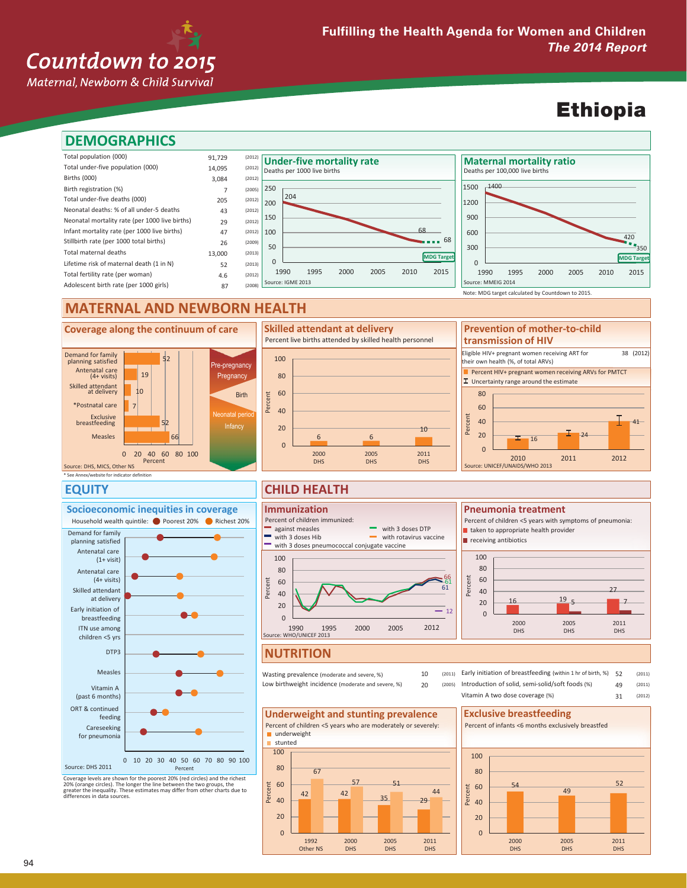# Countdown to 2015

*Maternal, Newborn & Child Survival*

**Fulfilling the Health Agenda for Women and Children**
***The 2014 Report***

# Ethiopia

## DEMOGRAPHICS

| Indicator | Value | Year |
|---|---|---|
| Total population (000) | 91,729 | (2012) |
| Total under-five population (000) | 14,095 | (2012) |
| Births (000) | 3,084 | (2012) |
| Birth registration (%) | 7 | (2005) |
| Total under-five deaths (000) | 205 | (2012) |
| Neonatal deaths: % of all under-5 deaths | 43 | (2012) |
| Neonatal mortality rate (per 1000 live births) | 29 | (2012) |
| Infant mortality rate (per 1000 live births) | 47 | (2012) |
| Stillbirth rate (per 1000 total births) | 26 | (2009) |
| Total maternal deaths | 13,000 | (2013) |
| Lifetime risk of maternal death (1 in N) | 52 | (2013) |
| Total fertility rate (per woman) | 4.6 | (2012) |
| Adolescent birth rate (per 1000 girls) | 87 | (2008) |

### Under-five mortality rate

Deaths per 1000 live births

1990: 204; 2012: 68; MDG Target: 68

Source: IGME 2013

### Maternal mortality ratio

Deaths per 100,000 live births

1990: 1400; 2013: 420; MDG Target: 350

Source: MMEIG 2014

Note: MDG target calculated by Countdown to 2015.

## MATERNAL AND NEWBORN HEALTH

### Coverage along the continuum of care

| Indicator | Percent |
|---|---|
| Demand for family planning satisfied | 52 |
| Antenatal care (4+ visits) | 19 |
| Skilled attendant at delivery | 10 |
| *Postnatal care | 7 |
| Exclusive breastfeeding | 52 |
| Measles | 66 |

Pre-pregnancy, Pregnancy, Birth, Neonatal period, Infancy

Source: DHS, MICS, Other NS

\* See Annex/website for indicator definition

### Skilled attendant at delivery

Percent live births attended by skilled health personnel

| Year | Percent |
|---|---|
| 2000 DHS | 6 |
| 2005 DHS | 6 |
| 2011 DHS | 10 |

### Prevention of mother-to-child transmission of HIV

Eligible HIV+ pregnant women receiving ART for their own health (%, of total ARVs): 38 (2012)

Percent HIV+ pregnant women receiving ARVs for PMTCT; Uncertainty range around the estimate

| Year | Percent |
|---|---|
| 2010 | 16 |
| 2011 | 24 |
| 2012 | 41 |

Source: UNICEF/UNAIDS/WHO 2013

## EQUITY

### Socioeconomic inequities in coverage

Household wealth quintile: Poorest 20%, Richest 20%

Indicators: Demand for family planning satisfied; Antenatal care (1+ visit); Antenatal care (4+ visits); Skilled attendant at delivery; Early initiation of breastfeeding; ITN use among children <5 yrs; DTP3; Measles; Vitamin A (past 6 months); ORT & continued feeding; Careseeking for pneumonia

Source: DHS 2011

Coverage levels are shown for the poorest 20% (red circles) and the richest 20% (orange circles). The longer the line between the two groups, the greater the inequality. These estimates may differ from other charts due to differences in data sources.

## CHILD HEALTH

### Immunization

Percent of children immunized: against measles; with 3 doses Hib; with 3 doses pneumococcal conjugate vaccine; with 3 doses DTP; with rotavirus vaccine

2012: 66 (measles), 61 (DTP3), 61 (Hib3), 12 (pneumococcal)

Source: WHO/UNICEF 2013

### Pneumonia treatment

Percent of children <5 years with symptoms of pneumonia: taken to appropriate health provider; receiving antibiotics

| Year | Taken to appropriate health provider | Receiving antibiotics |
|---|---|---|
| 2000 DHS | 16 | |
| 2005 DHS | 19 | 5 |
| 2011 DHS | 27 | 7 |

## NUTRITION

| Indicator | Value | Year |
|---|---|---|
| Wasting prevalence (moderate and severe, %) | 10 | (2011) |
| Low birthweight incidence (moderate and severe, %) | 20 | (2005) |
| Early initiation of breastfeeding (within 1 hr of birth, %) | 52 | (2011) |
| Introduction of solid, semi-solid/soft foods (%) | 49 | (2011) |
| Vitamin A two dose coverage (%) | 31 | (2012) |

### Underweight and stunting prevalence

Percent of children <5 years who are moderately or severely: underweight; stunted

| Year | Underweight | Stunted |
|---|---|---|
| 1992 Other NS | 42 | 67 |
| 2000 DHS | 42 | 57 |
| 2005 DHS | 35 | 51 |
| 2011 DHS | 29 | 44 |

### Exclusive breastfeeding

Percent of infants <6 months exclusively breastfed

| Year | Percent |
|---|---|
| 2000 DHS | 54 |
| 2005 DHS | 49 |
| 2011 DHS | 52 |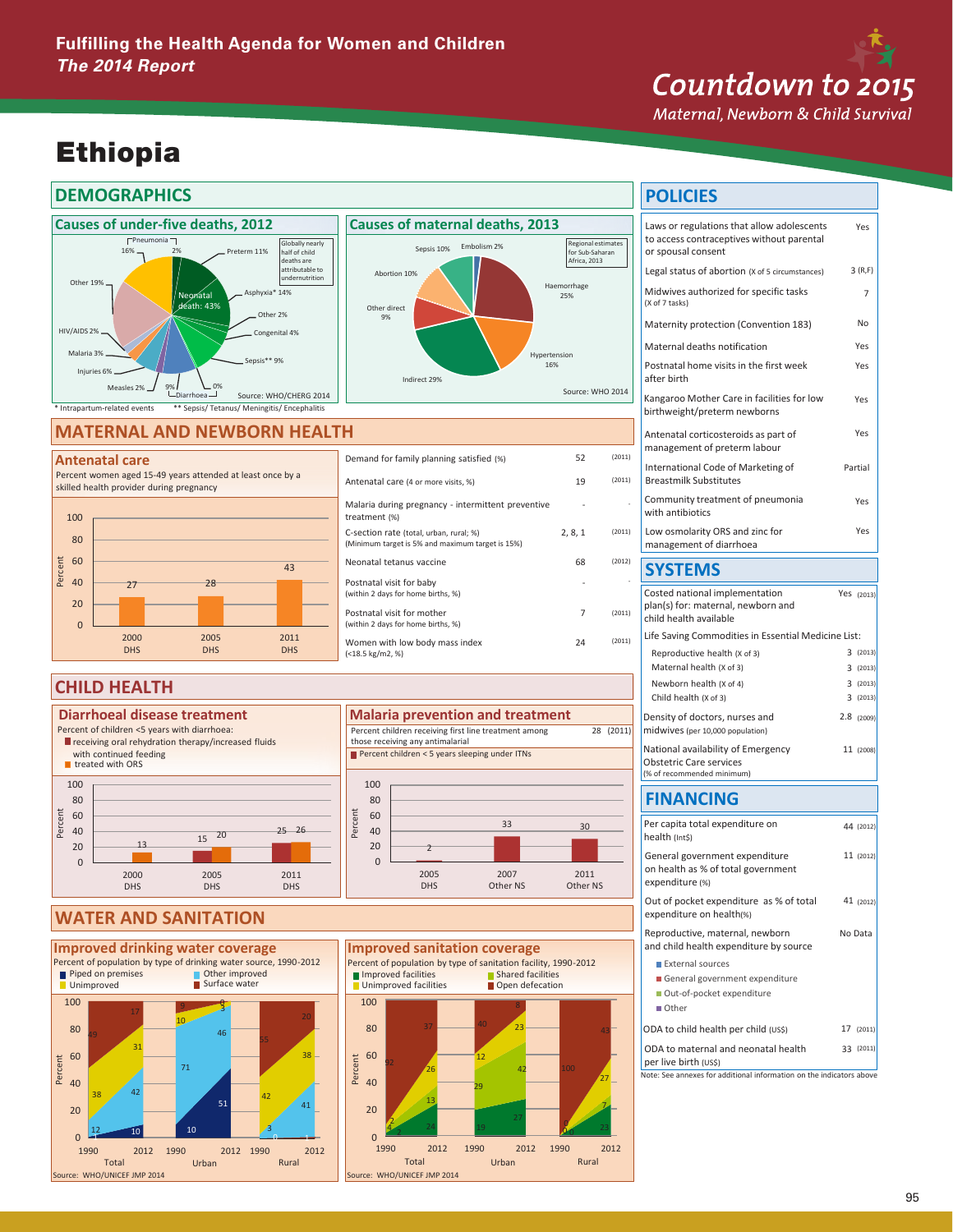Fulfilling the Health Agenda for Women and Children
*The 2014 Report*

Countdown to 2015
*Maternal, Newborn & Child Survival*

# Ethiopia

## DEMOGRAPHICS

### Causes of under-five deaths, 2012

Pneumonia 16%
2%
Preterm 11%
Globally nearly half of child deaths are attributable to undernutrition
Neonatal death: 43%
Asphyxia* 14%
Other 19%
Other 2%
HIV/AIDS 2%
Congenital 4%
Malaria 3%
Sepsis** 9%
Injuries 6%
Measles 2%
9%
0%
Diarrhoea
Source: WHO/CHERG 2014

\* Intrapartum-related events ** Sepsis/ Tetanus/ Meningitis/ Encephalitis

### Causes of maternal deaths, 2013

Sepsis 10%
Embolism 2%
Regional estimates for Sub-Saharan Africa, 2013
Abortion 10%
Haemorrhage 25%
Other direct 9%
Hypertension 16%
Indirect 29%
Source: WHO 2014

## MATERNAL AND NEWBORN HEALTH

### Antenatal care

Percent women aged 15-49 years attended at least once by a skilled health provider during pregnancy

27 — 2000 DHS
28 — 2005 DHS
43 — 2011 DHS

| | | |
|---|---|---|
| Demand for family planning satisfied (%) | 52 | (2011) |
| Antenatal care (4 or more visits, %) | 19 | (2011) |
| Malaria during pregnancy - intermittent preventive treatment (%) | - | - |
| C-section rate (total, urban, rural; %) (Minimum target is 5% and maximum target is 15%) | 2, 8, 1 | (2011) |
| Neonatal tetanus vaccine | 68 | (2012) |
| Postnatal visit for baby (within 2 days for home births, %) | - | - |
| Postnatal visit for mother (within 2 days for home births, %) | 7 | (2011) |
| Women with low body mass index (<18.5 kg/m2, %) | 24 | (2011) |

## CHILD HEALTH

### Diarrhoeal disease treatment

Percent of children <5 years with diarrhoea:
- receiving oral rehydration therapy/increased fluids with continued feeding
- treated with ORS

2000 DHS: 13
2005 DHS: 15, 20
2011 DHS: 25, 26

### Malaria prevention and treatment

Percent children receiving first line treatment among those receiving any antimalarial — 28 (2011)

Percent children < 5 years sleeping under ITNs

2005 DHS: 2
2007 Other NS: 33
2011 Other NS: 30

## WATER AND SANITATION

### Improved drinking water coverage

Percent of population by type of drinking water source, 1990-2012

Piped on premises; Other improved; Unimproved; Surface water

Total 1990: 1, 12, 38, 49
Total 2012: 10, 42, 31, 17
Urban 1990: 10, 71, 10, 9
Urban 2012: 51, 46, 3, 0
Rural 1990: 0, 3, 42, 55
Rural 2012: 1, 41, 38, 20

Source: WHO/UNICEF JMP 2014

### Improved sanitation coverage

Percent of population by type of sanitation facility, 1990-2012

Improved facilities; Shared facilities; Unimproved facilities; Open defecation

Total 1990: 2, 4, 2, 92
Total 2012: 24, 13, 26, 37
Urban 1990: 19, 29, 12, 40
Urban 2012: 27, 42, 23, 8
Rural 1990: 0, 0, 0, 100
Rural 2012: 23, 7, 27, 43

Source: WHO/UNICEF JMP 2014

## POLICIES

| | |
|---|---|
| Laws or regulations that allow adolescents to access contraceptives without parental or spousal consent | Yes |
| Legal status of abortion (X of 5 circumstances) | 3 (R,F) |
| Midwives authorized for specific tasks (X of 7 tasks) | 7 |
| Maternity protection (Convention 183) | No |
| Maternal deaths notification | Yes |
| Postnatal home visits in the first week after birth | Yes |
| Kangaroo Mother Care in facilities for low birthweight/preterm newborns | Yes |
| Antenatal corticosteroids as part of management of preterm labour | Yes |
| International Code of Marketing of Breastmilk Substitutes | Partial |
| Community treatment of pneumonia with antibiotics | Yes |
| Low osmolarity ORS and zinc for management of diarrhoea | Yes |

## SYSTEMS

| | | |
|---|---|---|
| Costed national implementation plan(s) for: maternal, newborn and child health available | Yes | (2013) |
| Life Saving Commodities in Essential Medicine List: | | |
| Reproductive health (X of 3) | 3 | (2013) |
| Maternal health (X of 3) | 3 | (2013) |
| Newborn health (X of 4) | 3 | (2013) |
| Child health (X of 3) | 3 | (2013) |
| Density of doctors, nurses and midwives (per 10,000 population) | 2.8 | (2009) |
| National availability of Emergency Obstetric Care services (% of recommended minimum) | 11 | (2008) |

## FINANCING

| | | |
|---|---|---|
| Per capita total expenditure on health (Int$) | 44 | (2012) |
| General government expenditure on health as % of total government expenditure (%) | 11 | (2012) |
| Out of pocket expenditure as % of total expenditure on health(%) | 41 | (2012) |
| Reproductive, maternal, newborn and child health expenditure by source | No Data | |
| ODA to child health per child (US$) | 17 | (2011) |
| ODA to maternal and neonatal health per live birth (US$) | 33 | (2011) |

External sources; General government expenditure; Out-of-pocket expenditure; Other

Note: See annexes for additional information on the indicators above